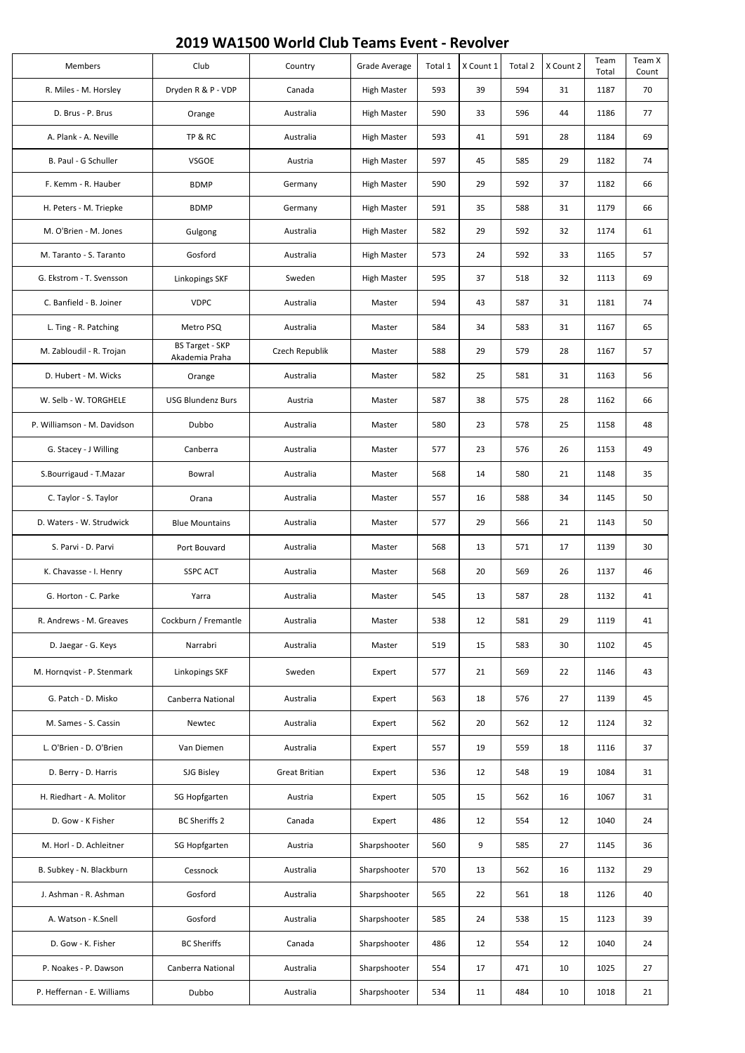# 2019 WA1500 World Club Teams Event - Revolver

| Members | Club | Country | Grade Average | Total 1 | X Count 1 | Total 2 | X Count 2 | Team Total | Team X Count |
|---|---|---|---|---|---|---|---|---|---|
| R. Miles - M. Horsley | Dryden R & P - VDP | Canada | High Master | 593 | 39 | 594 | 31 | 1187 | 70 |
| D. Brus - P. Brus | Orange | Australia | High Master | 590 | 33 | 596 | 44 | 1186 | 77 |
| A. Plank - A. Neville | TP & RC | Australia | High Master | 593 | 41 | 591 | 28 | 1184 | 69 |
| B. Paul - G Schuller | VSGOE | Austria | High Master | 597 | 45 | 585 | 29 | 1182 | 74 |
| F. Kemm - R. Hauber | BDMP | Germany | High Master | 590 | 29 | 592 | 37 | 1182 | 66 |
| H. Peters - M. Triepke | BDMP | Germany | High Master | 591 | 35 | 588 | 31 | 1179 | 66 |
| M. O'Brien - M. Jones | Gulgong | Australia | High Master | 582 | 29 | 592 | 32 | 1174 | 61 |
| M. Taranto - S. Taranto | Gosford | Australia | High Master | 573 | 24 | 592 | 33 | 1165 | 57 |
| G. Ekstrom - T. Svensson | Linkopings SKF | Sweden | High Master | 595 | 37 | 518 | 32 | 1113 | 69 |
| C. Banfield - B. Joiner | VDPC | Australia | Master | 594 | 43 | 587 | 31 | 1181 | 74 |
| L. Ting - R. Patching | Metro PSQ | Australia | Master | 584 | 34 | 583 | 31 | 1167 | 65 |
| M. Zabloudil - R. Trojan | BS Target - SKP Akademia Praha | Czech Republik | Master | 588 | 29 | 579 | 28 | 1167 | 57 |
| D. Hubert - M. Wicks | Orange | Australia | Master | 582 | 25 | 581 | 31 | 1163 | 56 |
| W. Selb - W. TORGHELE | USG Blundenz Burs | Austria | Master | 587 | 38 | 575 | 28 | 1162 | 66 |
| P. Williamson - M. Davidson | Dubbo | Australia | Master | 580 | 23 | 578 | 25 | 1158 | 48 |
| G. Stacey - J Willing | Canberra | Australia | Master | 577 | 23 | 576 | 26 | 1153 | 49 |
| S.Bourrigaud - T.Mazar | Bowral | Australia | Master | 568 | 14 | 580 | 21 | 1148 | 35 |
| C. Taylor - S. Taylor | Orana | Australia | Master | 557 | 16 | 588 | 34 | 1145 | 50 |
| D. Waters - W. Strudwick | Blue Mountains | Australia | Master | 577 | 29 | 566 | 21 | 1143 | 50 |
| S. Parvi - D. Parvi | Port Bouvard | Australia | Master | 568 | 13 | 571 | 17 | 1139 | 30 |
| K. Chavasse - I. Henry | SSPC ACT | Australia | Master | 568 | 20 | 569 | 26 | 1137 | 46 |
| G. Horton - C. Parke | Yarra | Australia | Master | 545 | 13 | 587 | 28 | 1132 | 41 |
| R. Andrews - M. Greaves | Cockburn / Fremantle | Australia | Master | 538 | 12 | 581 | 29 | 1119 | 41 |
| D. Jaegar - G. Keys | Narrabri | Australia | Master | 519 | 15 | 583 | 30 | 1102 | 45 |
| M. Hornqvist - P. Stenmark | Linkopings SKF | Sweden | Expert | 577 | 21 | 569 | 22 | 1146 | 43 |
| G. Patch - D. Misko | Canberra National | Australia | Expert | 563 | 18 | 576 | 27 | 1139 | 45 |
| M. Sames - S. Cassin | Newtec | Australia | Expert | 562 | 20 | 562 | 12 | 1124 | 32 |
| L. O'Brien - D. O'Brien | Van Diemen | Australia | Expert | 557 | 19 | 559 | 18 | 1116 | 37 |
| D. Berry - D. Harris | SJG Bisley | Great Britian | Expert | 536 | 12 | 548 | 19 | 1084 | 31 |
| H. Riedhart - A. Molitor | SG Hopfgarten | Austria | Expert | 505 | 15 | 562 | 16 | 1067 | 31 |
| D. Gow - K Fisher | BC Sheriffs 2 | Canada | Expert | 486 | 12 | 554 | 12 | 1040 | 24 |
| M. Horl - D. Achleitner | SG Hopfgarten | Austria | Sharpshooter | 560 | 9 | 585 | 27 | 1145 | 36 |
| B. Subkey - N. Blackburn | Cessnock | Australia | Sharpshooter | 570 | 13 | 562 | 16 | 1132 | 29 |
| J. Ashman - R. Ashman | Gosford | Australia | Sharpshooter | 565 | 22 | 561 | 18 | 1126 | 40 |
| A. Watson - K.Snell | Gosford | Australia | Sharpshooter | 585 | 24 | 538 | 15 | 1123 | 39 |
| D. Gow - K. Fisher | BC Sheriffs | Canada | Sharpshooter | 486 | 12 | 554 | 12 | 1040 | 24 |
| P. Noakes - P. Dawson | Canberra National | Australia | Sharpshooter | 554 | 17 | 471 | 10 | 1025 | 27 |
| P. Heffernan - E. Williams | Dubbo | Australia | Sharpshooter | 534 | 11 | 484 | 10 | 1018 | 21 |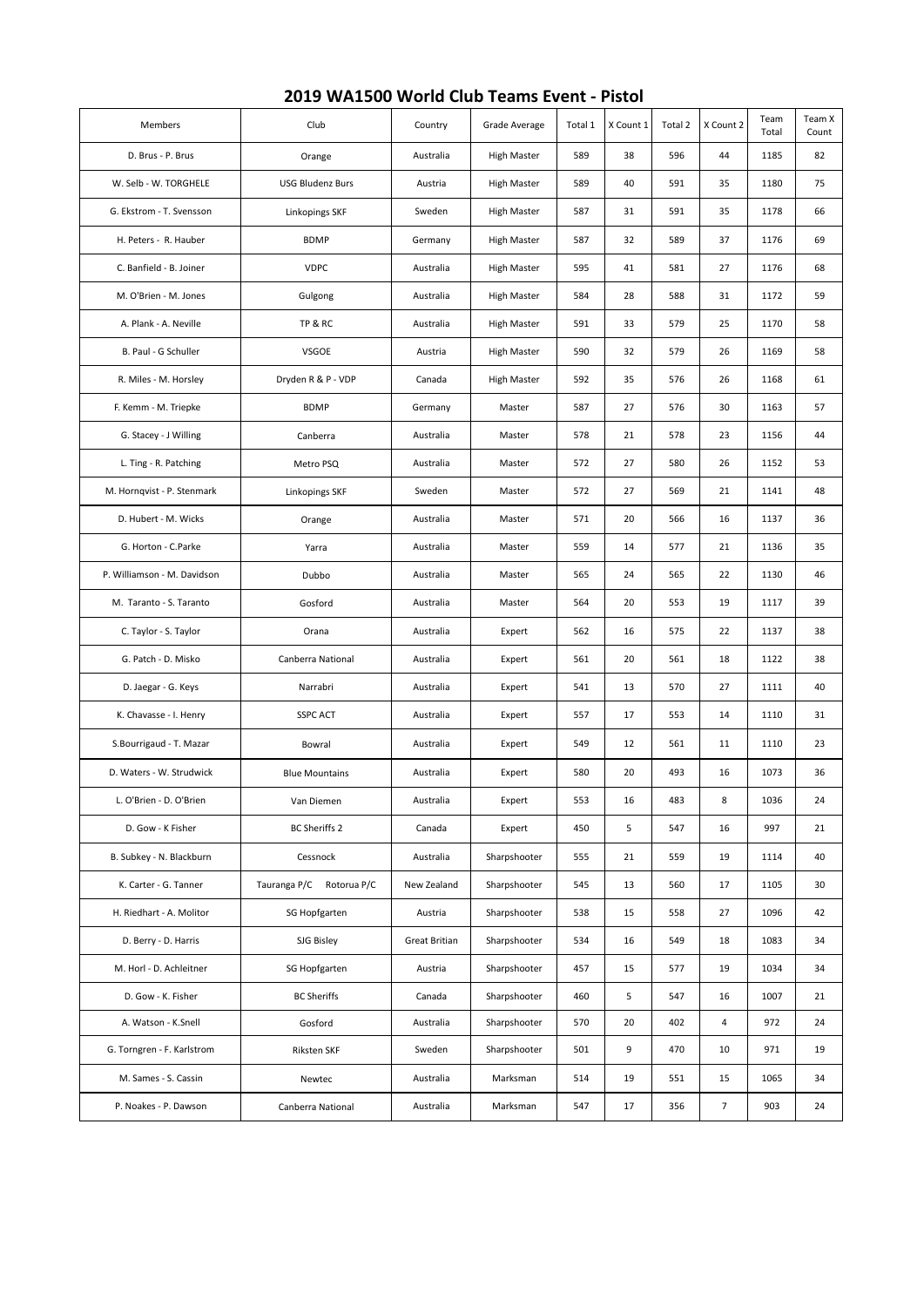## 2019 WA1500 World Club Teams Event - Pistol

| Members | Club | Country | Grade Average | Total 1 | X Count 1 | Total 2 | X Count 2 | Team Total | Team X Count |
|---|---|---|---|---|---|---|---|---|---|
| D. Brus - P. Brus | Orange | Australia | High Master | 589 | 38 | 596 | 44 | 1185 | 82 |
| W. Selb - W. TORGHELE | USG Bludenz Burs | Austria | High Master | 589 | 40 | 591 | 35 | 1180 | 75 |
| G. Ekstrom - T. Svensson | Linkopings SKF | Sweden | High Master | 587 | 31 | 591 | 35 | 1178 | 66 |
| H. Peters - R. Hauber | BDMP | Germany | High Master | 587 | 32 | 589 | 37 | 1176 | 69 |
| C. Banfield - B. Joiner | VDPC | Australia | High Master | 595 | 41 | 581 | 27 | 1176 | 68 |
| M. O'Brien - M. Jones | Gulgong | Australia | High Master | 584 | 28 | 588 | 31 | 1172 | 59 |
| A. Plank - A. Neville | TP & RC | Australia | High Master | 591 | 33 | 579 | 25 | 1170 | 58 |
| B. Paul - G Schuller | VSGOE | Austria | High Master | 590 | 32 | 579 | 26 | 1169 | 58 |
| R. Miles - M. Horsley | Dryden R & P - VDP | Canada | High Master | 592 | 35 | 576 | 26 | 1168 | 61 |
| F. Kemm - M. Triepke | BDMP | Germany | Master | 587 | 27 | 576 | 30 | 1163 | 57 |
| G. Stacey - J Willing | Canberra | Australia | Master | 578 | 21 | 578 | 23 | 1156 | 44 |
| L. Ting - R. Patching | Metro PSQ | Australia | Master | 572 | 27 | 580 | 26 | 1152 | 53 |
| M. Hornqvist - P. Stenmark | Linkopings SKF | Sweden | Master | 572 | 27 | 569 | 21 | 1141 | 48 |
| D. Hubert - M. Wicks | Orange | Australia | Master | 571 | 20 | 566 | 16 | 1137 | 36 |
| G. Horton - C.Parke | Yarra | Australia | Master | 559 | 14 | 577 | 21 | 1136 | 35 |
| P. Williamson - M. Davidson | Dubbo | Australia | Master | 565 | 24 | 565 | 22 | 1130 | 46 |
| M. Taranto - S. Taranto | Gosford | Australia | Master | 564 | 20 | 553 | 19 | 1117 | 39 |
| C. Taylor - S. Taylor | Orana | Australia | Expert | 562 | 16 | 575 | 22 | 1137 | 38 |
| G. Patch - D. Misko | Canberra National | Australia | Expert | 561 | 20 | 561 | 18 | 1122 | 38 |
| D. Jaegar - G. Keys | Narrabri | Australia | Expert | 541 | 13 | 570 | 27 | 1111 | 40 |
| K. Chavasse - I. Henry | SSPC ACT | Australia | Expert | 557 | 17 | 553 | 14 | 1110 | 31 |
| S.Bourrigaud - T. Mazar | Bowral | Australia | Expert | 549 | 12 | 561 | 11 | 1110 | 23 |
| D. Waters - W. Strudwick | Blue Mountains | Australia | Expert | 580 | 20 | 493 | 16 | 1073 | 36 |
| L. O'Brien - D. O'Brien | Van Diemen | Australia | Expert | 553 | 16 | 483 | 8 | 1036 | 24 |
| D. Gow - K Fisher | BC Sheriffs 2 | Canada | Expert | 450 | 5 | 547 | 16 | 997 | 21 |
| B. Subkey - N. Blackburn | Cessnock | Australia | Sharpshooter | 555 | 21 | 559 | 19 | 1114 | 40 |
| K. Carter - G. Tanner | Tauranga P/C Rotorua P/C | New Zealand | Sharpshooter | 545 | 13 | 560 | 17 | 1105 | 30 |
| H. Riedhart - A. Molitor | SG Hopfgarten | Austria | Sharpshooter | 538 | 15 | 558 | 27 | 1096 | 42 |
| D. Berry - D. Harris | SJG Bisley | Great Britian | Sharpshooter | 534 | 16 | 549 | 18 | 1083 | 34 |
| M. Horl - D. Achleitner | SG Hopfgarten | Austria | Sharpshooter | 457 | 15 | 577 | 19 | 1034 | 34 |
| D. Gow - K. Fisher | BC Sheriffs | Canada | Sharpshooter | 460 | 5 | 547 | 16 | 1007 | 21 |
| A. Watson - K.Snell | Gosford | Australia | Sharpshooter | 570 | 20 | 402 | 4 | 972 | 24 |
| G. Torngren - F. Karlstrom | Riksten SKF | Sweden | Sharpshooter | 501 | 9 | 470 | 10 | 971 | 19 |
| M. Sames - S. Cassin | Newtec | Australia | Marksman | 514 | 19 | 551 | 15 | 1065 | 34 |
| P. Noakes - P. Dawson | Canberra National | Australia | Marksman | 547 | 17 | 356 | 7 | 903 | 24 |